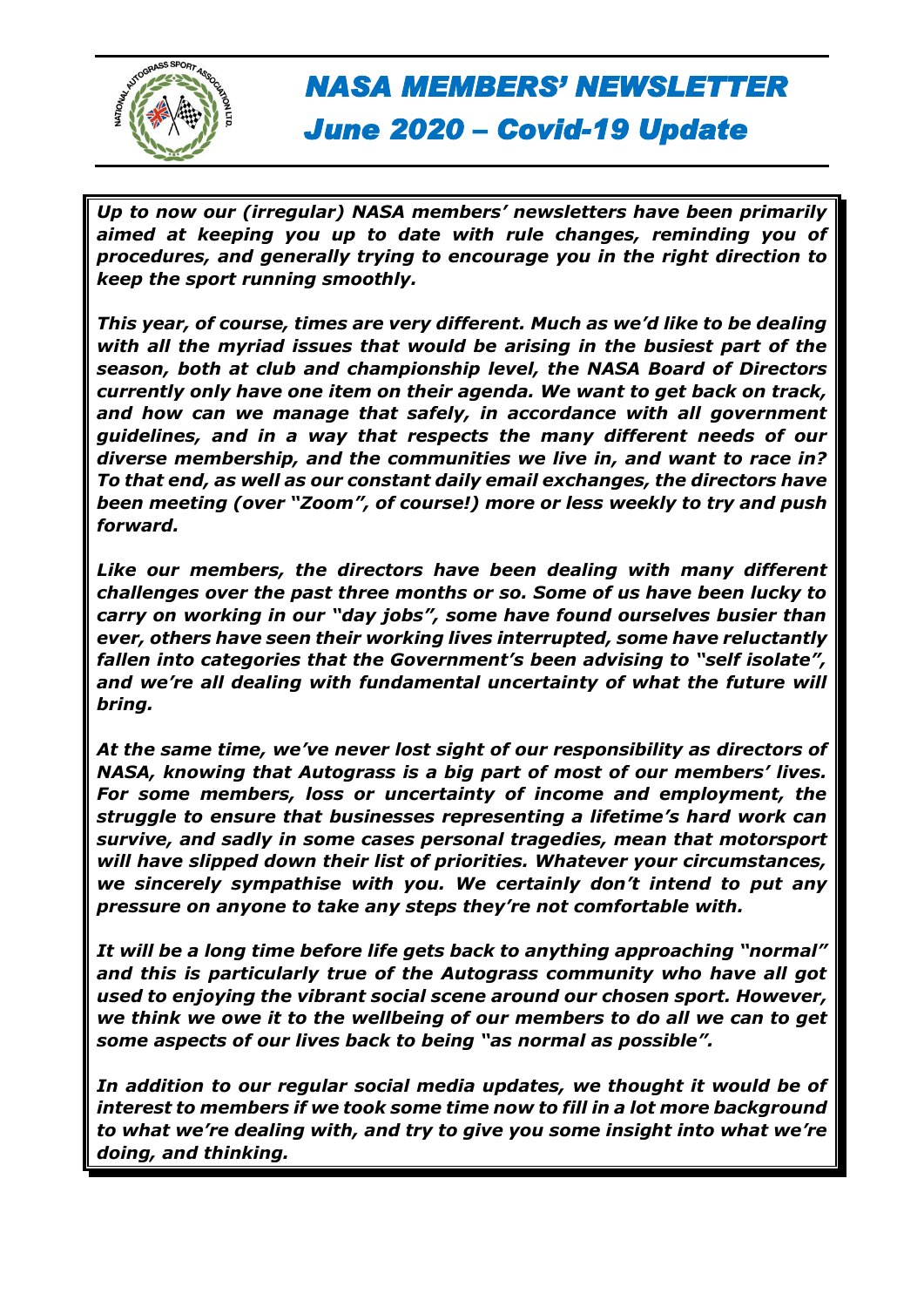# NASA MEMBERS' NEWSLETTER

## June 2020 – Covid-19 Update

***Up to now our (irregular) NASA members' newsletters have been primarily aimed at keeping you up to date with rule changes, reminding you of procedures, and generally trying to encourage you in the right direction to keep the sport running smoothly.***

***This year, of course, times are very different. Much as we'd like to be dealing with all the myriad issues that would be arising in the busiest part of the season, both at club and championship level, the NASA Board of Directors currently only have one item on their agenda. We want to get back on track, and how can we manage that safely, in accordance with all government guidelines, and in a way that respects the many different needs of our diverse membership, and the communities we live in, and want to race in? To that end, as well as our constant daily email exchanges, the directors have been meeting (over "Zoom", of course!) more or less weekly to try and push forward.***

***Like our members, the directors have been dealing with many different challenges over the past three months or so. Some of us have been lucky to carry on working in our "day jobs", some have found ourselves busier than ever, others have seen their working lives interrupted, some have reluctantly fallen into categories that the Government's been advising to "self isolate", and we're all dealing with fundamental uncertainty of what the future will bring.***

***At the same time, we've never lost sight of our responsibility as directors of NASA, knowing that Autograss is a big part of most of our members' lives. For some members, loss or uncertainty of income and employment, the struggle to ensure that businesses representing a lifetime's hard work can survive, and sadly in some cases personal tragedies, mean that motorsport will have slipped down their list of priorities. Whatever your circumstances, we sincerely sympathise with you. We certainly don't intend to put any pressure on anyone to take any steps they're not comfortable with.***

***It will be a long time before life gets back to anything approaching "normal" and this is particularly true of the Autograss community who have all got used to enjoying the vibrant social scene around our chosen sport. However, we think we owe it to the wellbeing of our members to do all we can to get some aspects of our lives back to being "as normal as possible".***

***In addition to our regular social media updates, we thought it would be of interest to members if we took some time now to fill in a lot more background to what we're dealing with, and try to give you some insight into what we're doing, and thinking.***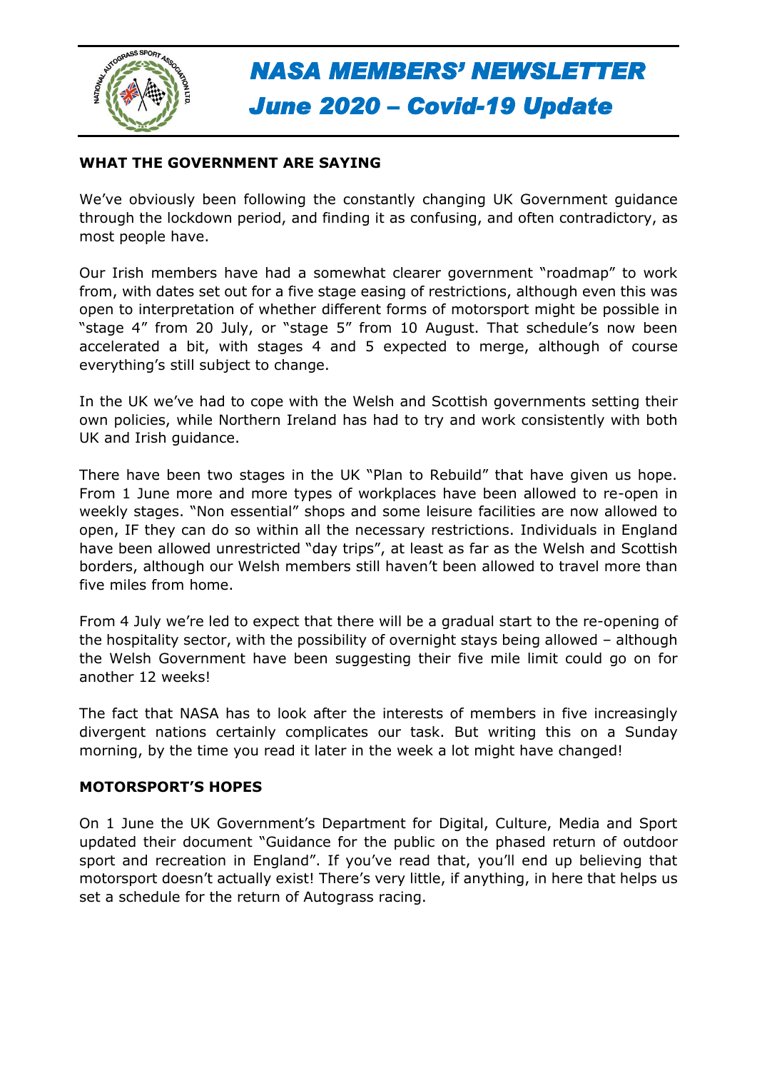# NASA MEMBERS' NEWSLETTER

## June 2020 – Covid-19 Update

### WHAT THE GOVERNMENT ARE SAYING

We've obviously been following the constantly changing UK Government guidance through the lockdown period, and finding it as confusing, and often contradictory, as most people have.

Our Irish members have had a somewhat clearer government "roadmap" to work from, with dates set out for a five stage easing of restrictions, although even this was open to interpretation of whether different forms of motorsport might be possible in "stage 4" from 20 July, or "stage 5" from 10 August. That schedule's now been accelerated a bit, with stages 4 and 5 expected to merge, although of course everything's still subject to change.

In the UK we've had to cope with the Welsh and Scottish governments setting their own policies, while Northern Ireland has had to try and work consistently with both UK and Irish guidance.

There have been two stages in the UK "Plan to Rebuild" that have given us hope. From 1 June more and more types of workplaces have been allowed to re-open in weekly stages. "Non essential" shops and some leisure facilities are now allowed to open, IF they can do so within all the necessary restrictions. Individuals in England have been allowed unrestricted "day trips", at least as far as the Welsh and Scottish borders, although our Welsh members still haven't been allowed to travel more than five miles from home.

From 4 July we're led to expect that there will be a gradual start to the re-opening of the hospitality sector, with the possibility of overnight stays being allowed – although the Welsh Government have been suggesting their five mile limit could go on for another 12 weeks!

The fact that NASA has to look after the interests of members in five increasingly divergent nations certainly complicates our task. But writing this on a Sunday morning, by the time you read it later in the week a lot might have changed!

### MOTORSPORT'S HOPES

On 1 June the UK Government's Department for Digital, Culture, Media and Sport updated their document "Guidance for the public on the phased return of outdoor sport and recreation in England". If you've read that, you'll end up believing that motorsport doesn't actually exist! There's very little, if anything, in here that helps us set a schedule for the return of Autograss racing.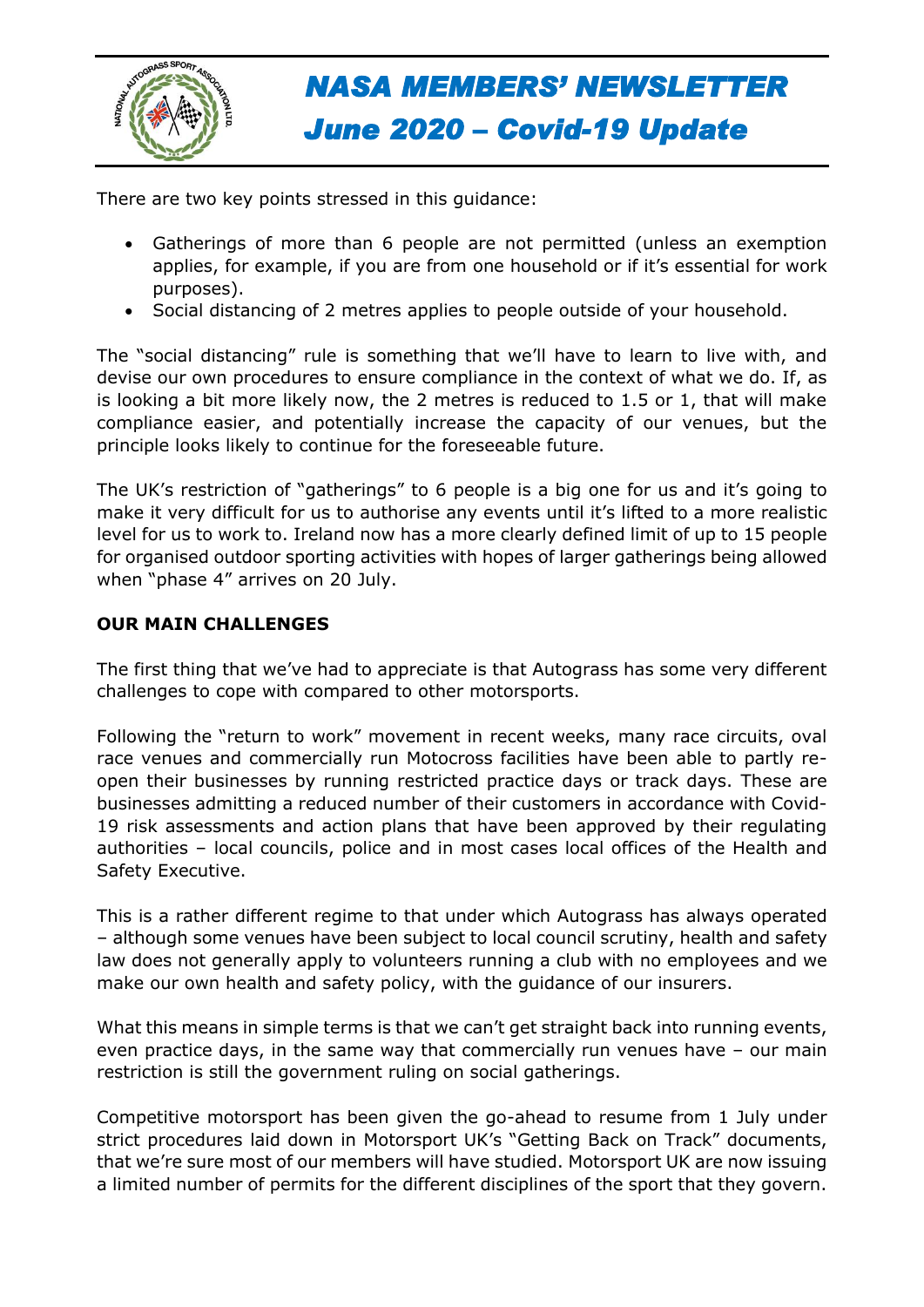There are two key points stressed in this guidance:

- Gatherings of more than 6 people are not permitted (unless an exemption applies, for example, if you are from one household or if it's essential for work purposes).
- Social distancing of 2 metres applies to people outside of your household.

The "social distancing" rule is something that we'll have to learn to live with, and devise our own procedures to ensure compliance in the context of what we do. If, as is looking a bit more likely now, the 2 metres is reduced to 1.5 or 1, that will make compliance easier, and potentially increase the capacity of our venues, but the principle looks likely to continue for the foreseeable future.

The UK's restriction of "gatherings" to 6 people is a big one for us and it's going to make it very difficult for us to authorise any events until it's lifted to a more realistic level for us to work to. Ireland now has a more clearly defined limit of up to 15 people for organised outdoor sporting activities with hopes of larger gatherings being allowed when "phase 4" arrives on 20 July.

**OUR MAIN CHALLENGES**

The first thing that we've had to appreciate is that Autograss has some very different challenges to cope with compared to other motorsports.

Following the "return to work" movement in recent weeks, many race circuits, oval race venues and commercially run Motocross facilities have been able to partly re-open their businesses by running restricted practice days or track days. These are businesses admitting a reduced number of their customers in accordance with Covid-19 risk assessments and action plans that have been approved by their regulating authorities – local councils, police and in most cases local offices of the Health and Safety Executive.

This is a rather different regime to that under which Autograss has always operated – although some venues have been subject to local council scrutiny, health and safety law does not generally apply to volunteers running a club with no employees and we make our own health and safety policy, with the guidance of our insurers.

What this means in simple terms is that we can't get straight back into running events, even practice days, in the same way that commercially run venues have – our main restriction is still the government ruling on social gatherings.

Competitive motorsport has been given the go-ahead to resume from 1 July under strict procedures laid down in Motorsport UK's "Getting Back on Track" documents, that we're sure most of our members will have studied. Motorsport UK are now issuing a limited number of permits for the different disciplines of the sport that they govern.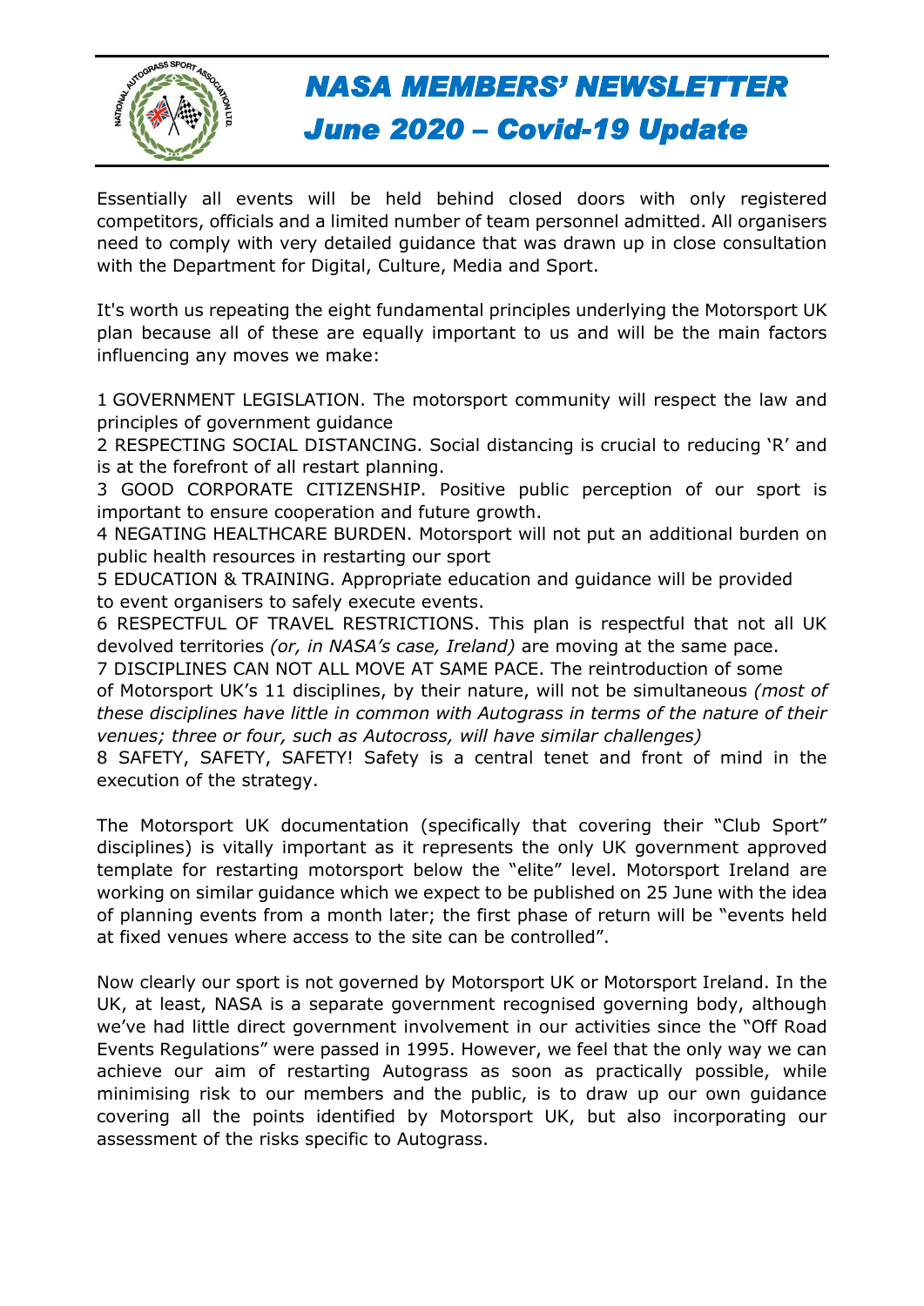# NASA MEMBERS' NEWSLETTER
## June 2020 – Covid-19 Update

Essentially all events will be held behind closed doors with only registered competitors, officials and a limited number of team personnel admitted. All organisers need to comply with very detailed guidance that was drawn up in close consultation with the Department for Digital, Culture, Media and Sport.

It's worth us repeating the eight fundamental principles underlying the Motorsport UK plan because all of these are equally important to us and will be the main factors influencing any moves we make:

1 GOVERNMENT LEGISLATION. The motorsport community will respect the law and principles of government guidance
2 RESPECTING SOCIAL DISTANCING. Social distancing is crucial to reducing 'R' and is at the forefront of all restart planning.
3 GOOD CORPORATE CITIZENSHIP. Positive public perception of our sport is important to ensure cooperation and future growth.
4 NEGATING HEALTHCARE BURDEN. Motorsport will not put an additional burden on public health resources in restarting our sport
5 EDUCATION & TRAINING. Appropriate education and guidance will be provided to event organisers to safely execute events.
6 RESPECTFUL OF TRAVEL RESTRICTIONS. This plan is respectful that not all UK devolved territories *(or, in NASA's case, Ireland)* are moving at the same pace.
7 DISCIPLINES CAN NOT ALL MOVE AT SAME PACE. The reintroduction of some of Motorsport UK's 11 disciplines, by their nature, will not be simultaneous *(most of these disciplines have little in common with Autograss in terms of the nature of their venues; three or four, such as Autocross, will have similar challenges)*
8 SAFETY, SAFETY, SAFETY! Safety is a central tenet and front of mind in the execution of the strategy.

The Motorsport UK documentation (specifically that covering their "Club Sport" disciplines) is vitally important as it represents the only UK government approved template for restarting motorsport below the "elite" level. Motorsport Ireland are working on similar guidance which we expect to be published on 25 June with the idea of planning events from a month later; the first phase of return will be "events held at fixed venues where access to the site can be controlled".

Now clearly our sport is not governed by Motorsport UK or Motorsport Ireland. In the UK, at least, NASA is a separate government recognised governing body, although we've had little direct government involvement in our activities since the "Off Road Events Regulations" were passed in 1995. However, we feel that the only way we can achieve our aim of restarting Autograss as soon as practically possible, while minimising risk to our members and the public, is to draw up our own guidance covering all the points identified by Motorsport UK, but also incorporating our assessment of the risks specific to Autograss.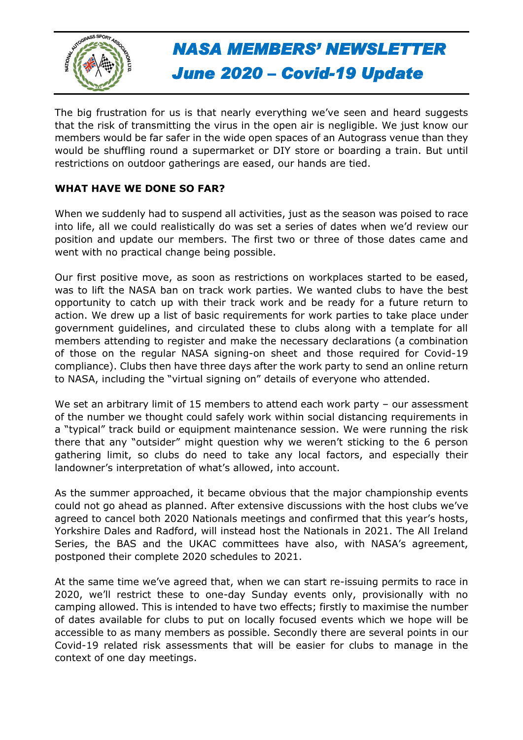# NASA MEMBERS' NEWSLETTER
## June 2020 – Covid-19 Update

The big frustration for us is that nearly everything we've seen and heard suggests that the risk of transmitting the virus in the open air is negligible. We just know our members would be far safer in the wide open spaces of an Autograss venue than they would be shuffling round a supermarket or DIY store or boarding a train. But until restrictions on outdoor gatherings are eased, our hands are tied.

**WHAT HAVE WE DONE SO FAR?**

When we suddenly had to suspend all activities, just as the season was poised to race into life, all we could realistically do was set a series of dates when we'd review our position and update our members. The first two or three of those dates came and went with no practical change being possible.

Our first positive move, as soon as restrictions on workplaces started to be eased, was to lift the NASA ban on track work parties. We wanted clubs to have the best opportunity to catch up with their track work and be ready for a future return to action. We drew up a list of basic requirements for work parties to take place under government guidelines, and circulated these to clubs along with a template for all members attending to register and make the necessary declarations (a combination of those on the regular NASA signing-on sheet and those required for Covid-19 compliance). Clubs then have three days after the work party to send an online return to NASA, including the "virtual signing on" details of everyone who attended.

We set an arbitrary limit of 15 members to attend each work party – our assessment of the number we thought could safely work within social distancing requirements in a "typical" track build or equipment maintenance session. We were running the risk there that any "outsider" might question why we weren't sticking to the 6 person gathering limit, so clubs do need to take any local factors, and especially their landowner's interpretation of what's allowed, into account.

As the summer approached, it became obvious that the major championship events could not go ahead as planned. After extensive discussions with the host clubs we've agreed to cancel both 2020 Nationals meetings and confirmed that this year's hosts, Yorkshire Dales and Radford, will instead host the Nationals in 2021. The All Ireland Series, the BAS and the UKAC committees have also, with NASA's agreement, postponed their complete 2020 schedules to 2021.

At the same time we've agreed that, when we can start re-issuing permits to race in 2020, we'll restrict these to one-day Sunday events only, provisionally with no camping allowed. This is intended to have two effects; firstly to maximise the number of dates available for clubs to put on locally focused events which we hope will be accessible to as many members as possible. Secondly there are several points in our Covid-19 related risk assessments that will be easier for clubs to manage in the context of one day meetings.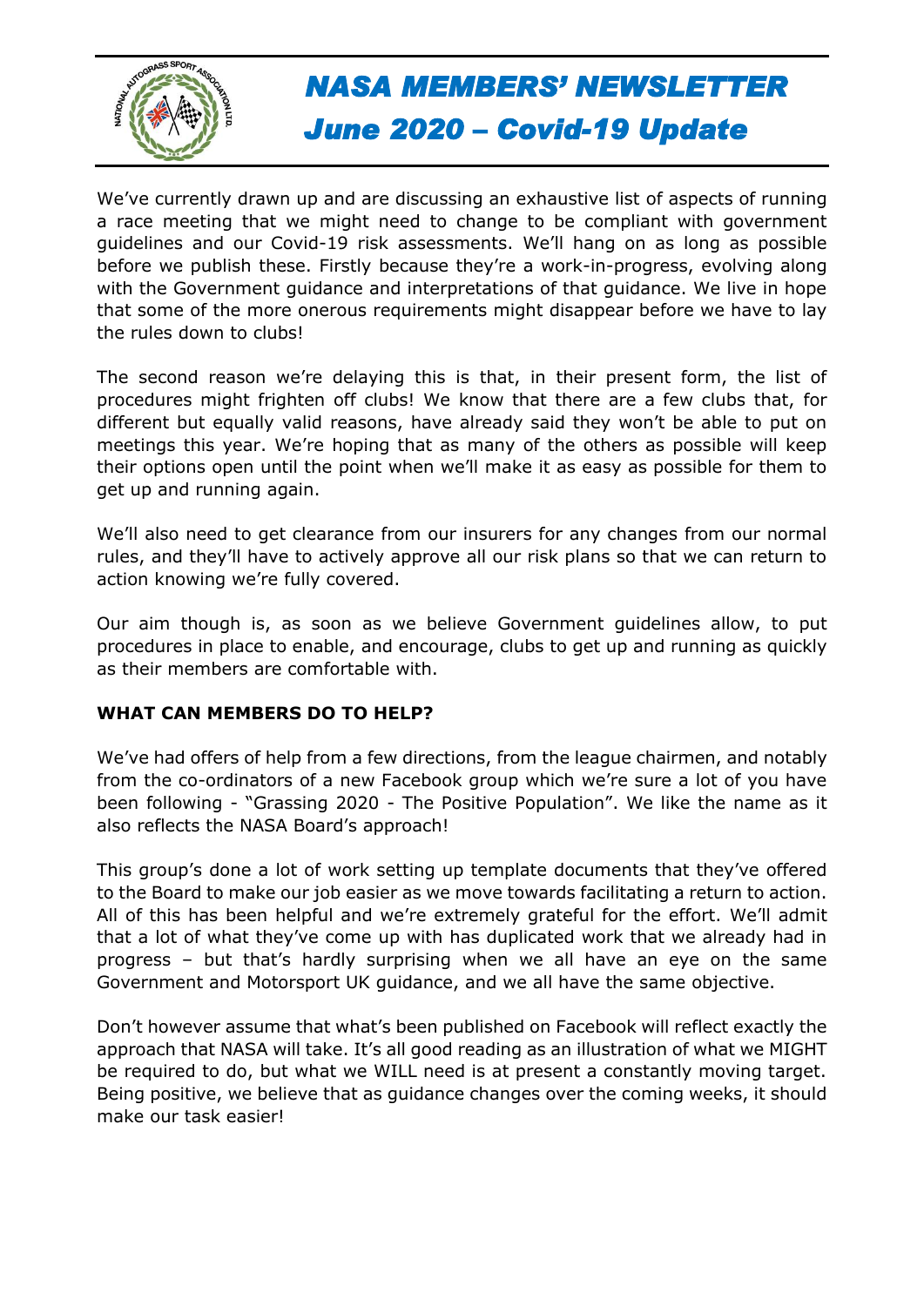# NASA MEMBERS' NEWSLETTER
## June 2020 – Covid-19 Update

We've currently drawn up and are discussing an exhaustive list of aspects of running a race meeting that we might need to change to be compliant with government guidelines and our Covid-19 risk assessments. We'll hang on as long as possible before we publish these. Firstly because they're a work-in-progress, evolving along with the Government guidance and interpretations of that guidance. We live in hope that some of the more onerous requirements might disappear before we have to lay the rules down to clubs!

The second reason we're delaying this is that, in their present form, the list of procedures might frighten off clubs! We know that there are a few clubs that, for different but equally valid reasons, have already said they won't be able to put on meetings this year. We're hoping that as many of the others as possible will keep their options open until the point when we'll make it as easy as possible for them to get up and running again.

We'll also need to get clearance from our insurers for any changes from our normal rules, and they'll have to actively approve all our risk plans so that we can return to action knowing we're fully covered.

Our aim though is, as soon as we believe Government guidelines allow, to put procedures in place to enable, and encourage, clubs to get up and running as quickly as their members are comfortable with.

**WHAT CAN MEMBERS DO TO HELP?**

We've had offers of help from a few directions, from the league chairmen, and notably from the co-ordinators of a new Facebook group which we're sure a lot of you have been following - "Grassing 2020 - The Positive Population". We like the name as it also reflects the NASA Board's approach!

This group's done a lot of work setting up template documents that they've offered to the Board to make our job easier as we move towards facilitating a return to action. All of this has been helpful and we're extremely grateful for the effort. We'll admit that a lot of what they've come up with has duplicated work that we already had in progress – but that's hardly surprising when we all have an eye on the same Government and Motorsport UK guidance, and we all have the same objective.

Don't however assume that what's been published on Facebook will reflect exactly the approach that NASA will take. It's all good reading as an illustration of what we MIGHT be required to do, but what we WILL need is at present a constantly moving target. Being positive, we believe that as guidance changes over the coming weeks, it should make our task easier!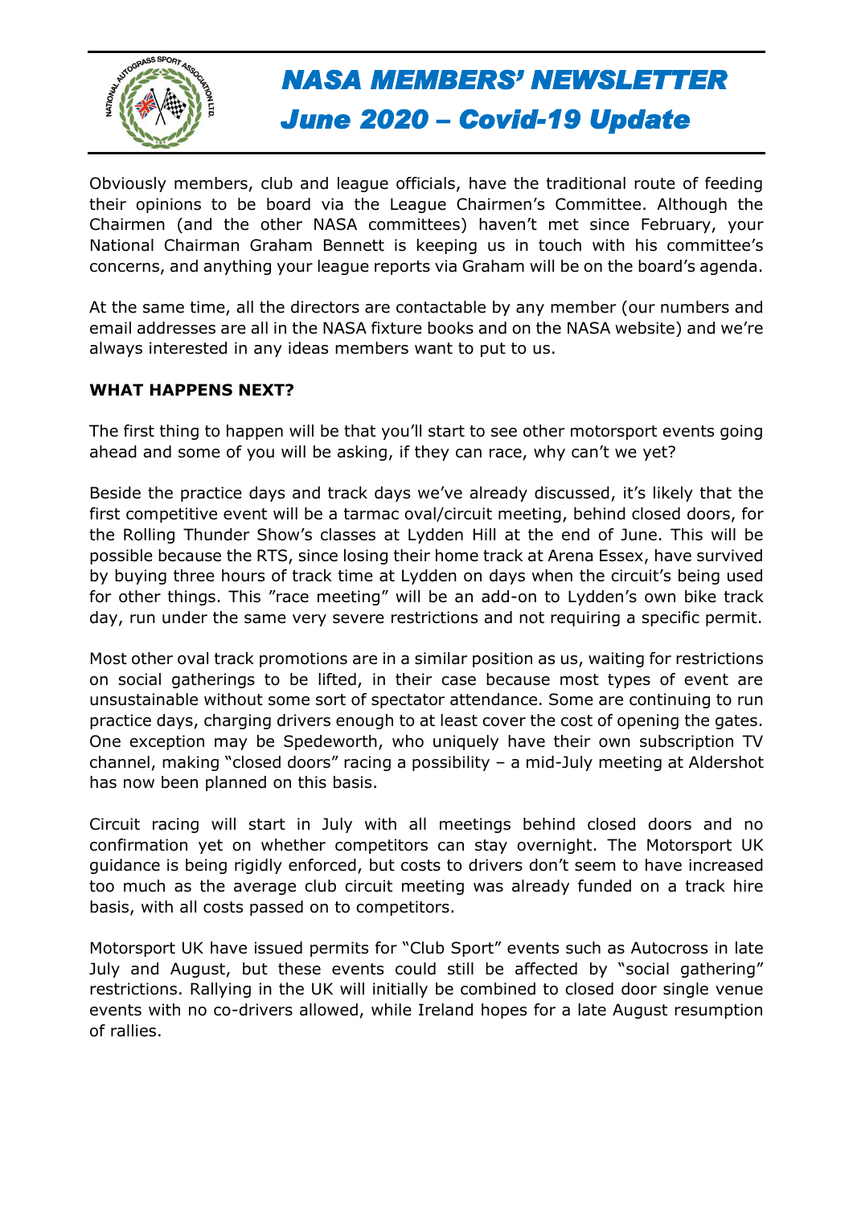Obviously members, club and league officials, have the traditional route of feeding their opinions to be board via the League Chairmen's Committee. Although the Chairmen (and the other NASA committees) haven't met since February, your National Chairman Graham Bennett is keeping us in touch with his committee's concerns, and anything your league reports via Graham will be on the board's agenda.

At the same time, all the directors are contactable by any member (our numbers and email addresses are all in the NASA fixture books and on the NASA website) and we're always interested in any ideas members want to put to us.

**WHAT HAPPENS NEXT?**

The first thing to happen will be that you'll start to see other motorsport events going ahead and some of you will be asking, if they can race, why can't we yet?

Beside the practice days and track days we've already discussed, it's likely that the first competitive event will be a tarmac oval/circuit meeting, behind closed doors, for the Rolling Thunder Show's classes at Lydden Hill at the end of June. This will be possible because the RTS, since losing their home track at Arena Essex, have survived by buying three hours of track time at Lydden on days when the circuit's being used for other things. This "race meeting" will be an add-on to Lydden's own bike track day, run under the same very severe restrictions and not requiring a specific permit.

Most other oval track promotions are in a similar position as us, waiting for restrictions on social gatherings to be lifted, in their case because most types of event are unsustainable without some sort of spectator attendance. Some are continuing to run practice days, charging drivers enough to at least cover the cost of opening the gates. One exception may be Spedeworth, who uniquely have their own subscription TV channel, making "closed doors" racing a possibility – a mid-July meeting at Aldershot has now been planned on this basis.

Circuit racing will start in July with all meetings behind closed doors and no confirmation yet on whether competitors can stay overnight. The Motorsport UK guidance is being rigidly enforced, but costs to drivers don't seem to have increased too much as the average club circuit meeting was already funded on a track hire basis, with all costs passed on to competitors.

Motorsport UK have issued permits for "Club Sport" events such as Autocross in late July and August, but these events could still be affected by "social gathering" restrictions. Rallying in the UK will initially be combined to closed door single venue events with no co-drivers allowed, while Ireland hopes for a late August resumption of rallies.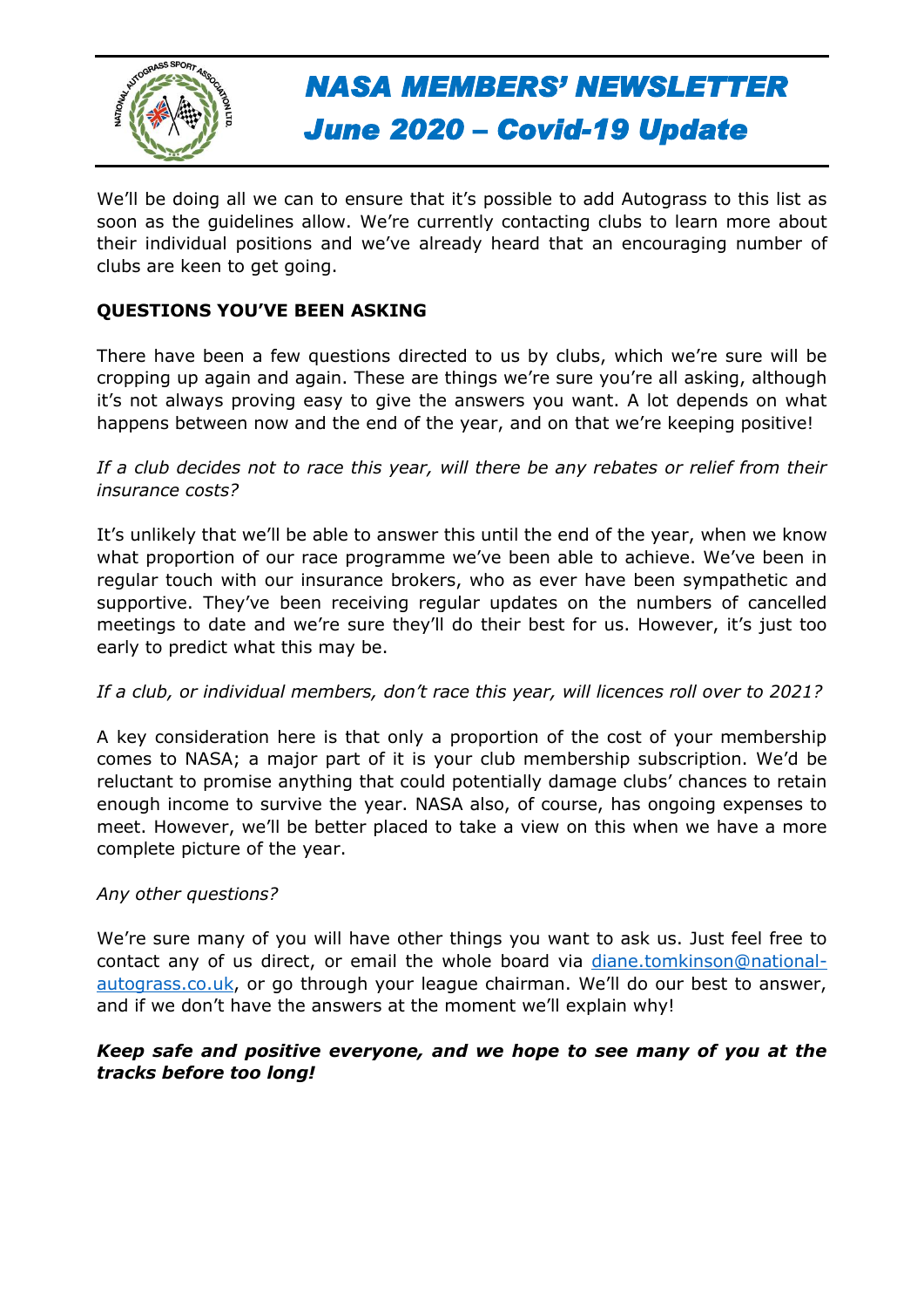We'll be doing all we can to ensure that it's possible to add Autograss to this list as soon as the guidelines allow. We're currently contacting clubs to learn more about their individual positions and we've already heard that an encouraging number of clubs are keen to get going.

**QUESTIONS YOU'VE BEEN ASKING**

There have been a few questions directed to us by clubs, which we're sure will be cropping up again and again. These are things we're sure you're all asking, although it's not always proving easy to give the answers you want. A lot depends on what happens between now and the end of the year, and on that we're keeping positive!

*If a club decides not to race this year, will there be any rebates or relief from their insurance costs?*

It's unlikely that we'll be able to answer this until the end of the year, when we know what proportion of our race programme we've been able to achieve. We've been in regular touch with our insurance brokers, who as ever have been sympathetic and supportive. They've been receiving regular updates on the numbers of cancelled meetings to date and we're sure they'll do their best for us. However, it's just too early to predict what this may be.

*If a club, or individual members, don't race this year, will licences roll over to 2021?*

A key consideration here is that only a proportion of the cost of your membership comes to NASA; a major part of it is your club membership subscription. We'd be reluctant to promise anything that could potentially damage clubs' chances to retain enough income to survive the year. NASA also, of course, has ongoing expenses to meet. However, we'll be better placed to take a view on this when we have a more complete picture of the year.

*Any other questions?*

We're sure many of you will have other things you want to ask us. Just feel free to contact any of us direct, or email the whole board via diane.tomkinson@national-autograss.co.uk, or go through your league chairman. We'll do our best to answer, and if we don't have the answers at the moment we'll explain why!

***Keep safe and positive everyone, and we hope to see many of you at the tracks before too long!***